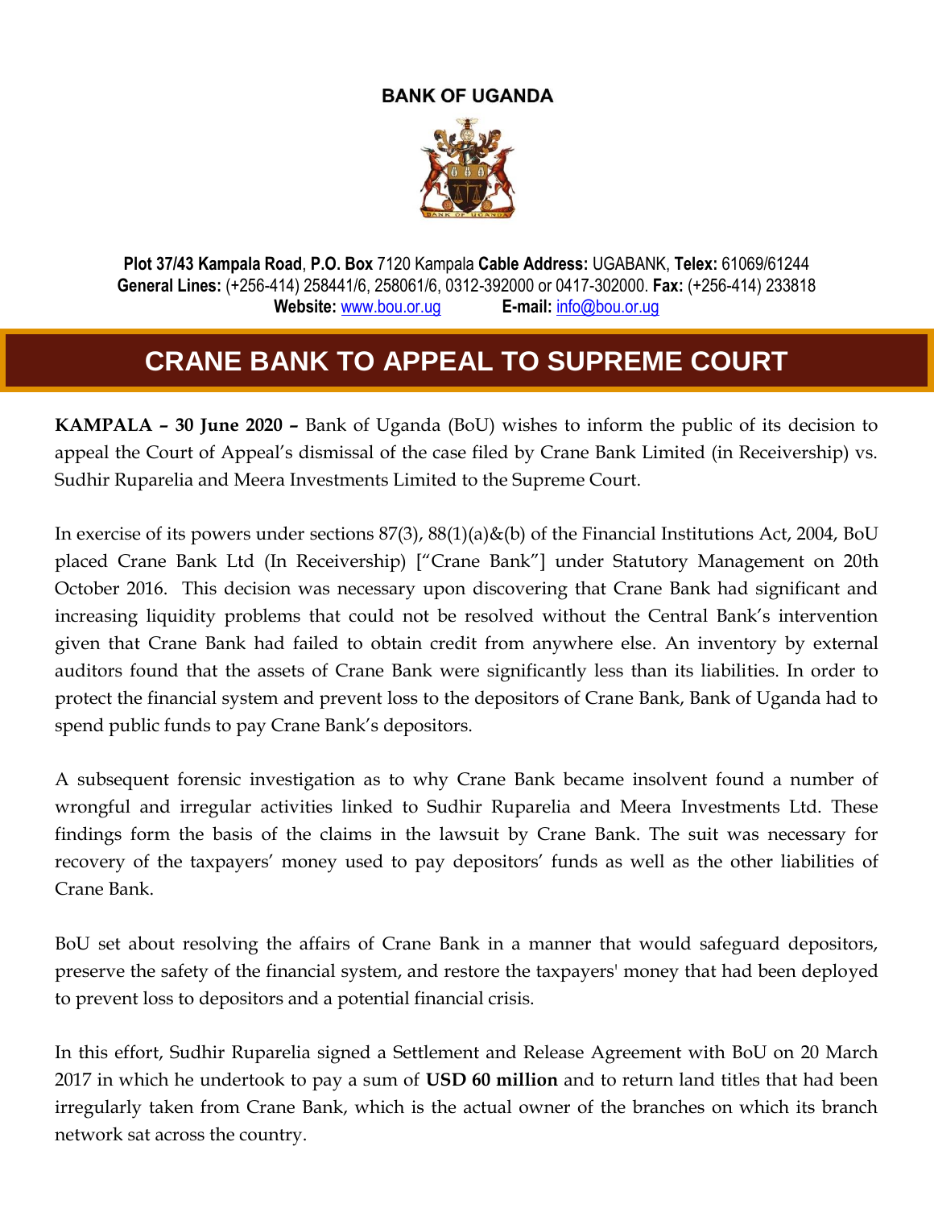**BANK OF UGANDA**

**Plot 37/43 Kampala Road**, **P.O. Box** 7120 Kampala **Cable Address:** UGABANK, **Telex:** 61069/61244
**General Lines:** (+256-414) 258441/6, 258061/6, 0312-392000 or 0417-302000. **Fax:** (+256-414) 233818
**Website:** www.bou.or.ug **E-mail:** info@bou.or.ug

# CRANE BANK TO APPEAL TO SUPREME COURT

**KAMPALA – 30 June 2020 –** Bank of Uganda (BoU) wishes to inform the public of its decision to appeal the Court of Appeal's dismissal of the case filed by Crane Bank Limited (in Receivership) vs. Sudhir Ruparelia and Meera Investments Limited to the Supreme Court.

In exercise of its powers under sections 87(3), 88(1)(a)&(b) of the Financial Institutions Act, 2004, BoU placed Crane Bank Ltd (In Receivership) ["Crane Bank"] under Statutory Management on 20th October 2016. This decision was necessary upon discovering that Crane Bank had significant and increasing liquidity problems that could not be resolved without the Central Bank's intervention given that Crane Bank had failed to obtain credit from anywhere else. An inventory by external auditors found that the assets of Crane Bank were significantly less than its liabilities. In order to protect the financial system and prevent loss to the depositors of Crane Bank, Bank of Uganda had to spend public funds to pay Crane Bank's depositors.

A subsequent forensic investigation as to why Crane Bank became insolvent found a number of wrongful and irregular activities linked to Sudhir Ruparelia and Meera Investments Ltd. These findings form the basis of the claims in the lawsuit by Crane Bank. The suit was necessary for recovery of the taxpayers' money used to pay depositors' funds as well as the other liabilities of Crane Bank.

BoU set about resolving the affairs of Crane Bank in a manner that would safeguard depositors, preserve the safety of the financial system, and restore the taxpayers' money that had been deployed to prevent loss to depositors and a potential financial crisis.

In this effort, Sudhir Ruparelia signed a Settlement and Release Agreement with BoU on 20 March 2017 in which he undertook to pay a sum of **USD 60 million** and to return land titles that had been irregularly taken from Crane Bank, which is the actual owner of the branches on which its branch network sat across the country.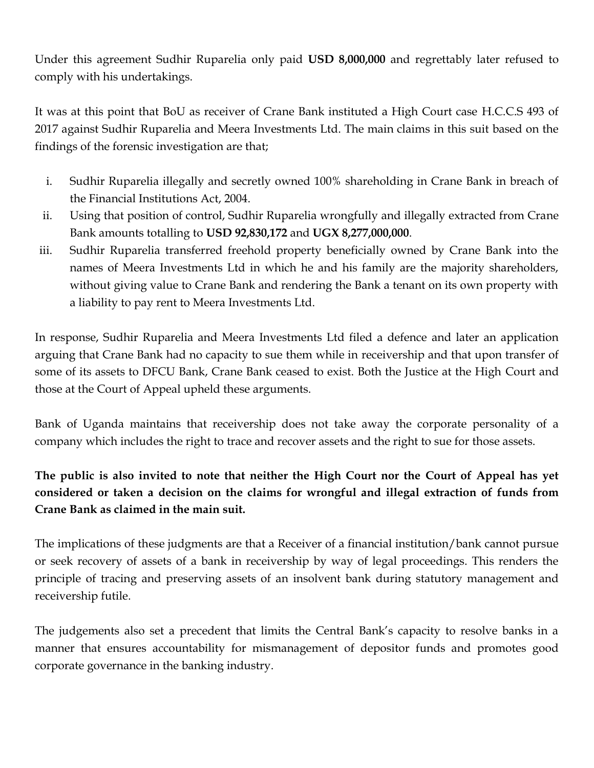Under this agreement Sudhir Ruparelia only paid **USD 8,000,000** and regrettably later refused to comply with his undertakings.

It was at this point that BoU as receiver of Crane Bank instituted a High Court case H.C.C.S 493 of 2017 against Sudhir Ruparelia and Meera Investments Ltd. The main claims in this suit based on the findings of the forensic investigation are that;

i. Sudhir Ruparelia illegally and secretly owned 100% shareholding in Crane Bank in breach of the Financial Institutions Act, 2004.
ii. Using that position of control, Sudhir Ruparelia wrongfully and illegally extracted from Crane Bank amounts totalling to **USD 92,830,172** and **UGX 8,277,000,000**.
iii. Sudhir Ruparelia transferred freehold property beneficially owned by Crane Bank into the names of Meera Investments Ltd in which he and his family are the majority shareholders, without giving value to Crane Bank and rendering the Bank a tenant on its own property with a liability to pay rent to Meera Investments Ltd.

In response, Sudhir Ruparelia and Meera Investments Ltd filed a defence and later an application arguing that Crane Bank had no capacity to sue them while in receivership and that upon transfer of some of its assets to DFCU Bank, Crane Bank ceased to exist. Both the Justice at the High Court and those at the Court of Appeal upheld these arguments.

Bank of Uganda maintains that receivership does not take away the corporate personality of a company which includes the right to trace and recover assets and the right to sue for those assets.

**The public is also invited to note that neither the High Court nor the Court of Appeal has yet considered or taken a decision on the claims for wrongful and illegal extraction of funds from Crane Bank as claimed in the main suit.**

The implications of these judgments are that a Receiver of a financial institution/bank cannot pursue or seek recovery of assets of a bank in receivership by way of legal proceedings. This renders the principle of tracing and preserving assets of an insolvent bank during statutory management and receivership futile.

The judgements also set a precedent that limits the Central Bank's capacity to resolve banks in a manner that ensures accountability for mismanagement of depositor funds and promotes good corporate governance in the banking industry.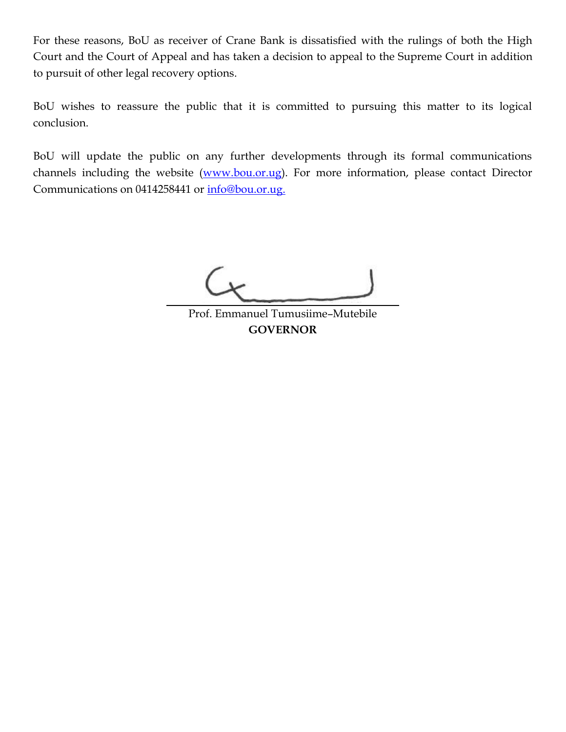For these reasons, BoU as receiver of Crane Bank is dissatisfied with the rulings of both the High Court and the Court of Appeal and has taken a decision to appeal to the Supreme Court in addition to pursuit of other legal recovery options.

BoU wishes to reassure the public that it is committed to pursuing this matter to its logical conclusion.

BoU will update the public on any further developments through its formal communications channels including the website (www.bou.or.ug). For more information, please contact Director Communications on 0414258441 or info@bou.or.ug.

Prof. Emmanuel Tumusiime–Mutebile
**GOVERNOR**